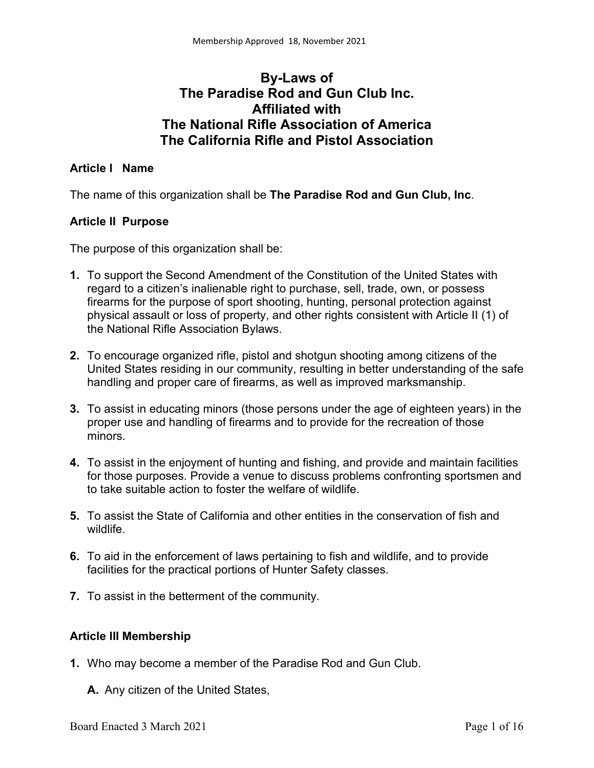# By-Laws of
# The Paradise Rod and Gun Club Inc.
# Affiliated with
# The National Rifle Association of America
# The California Rifle and Pistol Association

## Article I Name

The name of this organization shall be **The Paradise Rod and Gun Club, Inc**.

## Article II Purpose

The purpose of this organization shall be:

1. To support the Second Amendment of the Constitution of the United States with regard to a citizen's inalienable right to purchase, sell, trade, own, or possess firearms for the purpose of sport shooting, hunting, personal protection against physical assault or loss of property, and other rights consistent with Article II (1) of the National Rifle Association Bylaws.

2. To encourage organized rifle, pistol and shotgun shooting among citizens of the United States residing in our community, resulting in better understanding of the safe handling and proper care of firearms, as well as improved marksmanship.

3. To assist in educating minors (those persons under the age of eighteen years) in the proper use and handling of firearms and to provide for the recreation of those minors.

4. To assist in the enjoyment of hunting and fishing, and provide and maintain facilities for those purposes. Provide a venue to discuss problems confronting sportsmen and to take suitable action to foster the welfare of wildlife.

5. To assist the State of California and other entities in the conservation of fish and wildlife.

6. To aid in the enforcement of laws pertaining to fish and wildlife, and to provide facilities for the practical portions of Hunter Safety classes.

7. To assist in the betterment of the community.

## Article III Membership

1. Who may become a member of the Paradise Rod and Gun Club.

   **A.** Any citizen of the United States,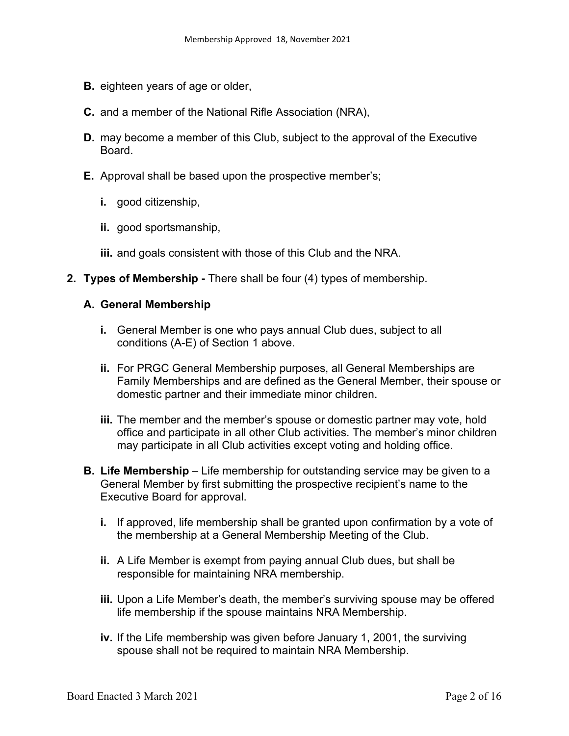**B.** eighteen years of age or older,

**C.** and a member of the National Rifle Association (NRA),

**D.** may become a member of this Club, subject to the approval of the Executive Board.

**E.** Approval shall be based upon the prospective member's;

**i.** good citizenship,

**ii.** good sportsmanship,

**iii.** and goals consistent with those of this Club and the NRA.

**2. Types of Membership -** There shall be four (4) types of membership.

**A. General Membership**

**i.** General Member is one who pays annual Club dues, subject to all conditions (A-E) of Section 1 above.

**ii.** For PRGC General Membership purposes, all General Memberships are Family Memberships and are defined as the General Member, their spouse or domestic partner and their immediate minor children.

**iii.** The member and the member's spouse or domestic partner may vote, hold office and participate in all other Club activities. The member's minor children may participate in all Club activities except voting and holding office.

**B. Life Membership** – Life membership for outstanding service may be given to a General Member by first submitting the prospective recipient's name to the Executive Board for approval.

**i.** If approved, life membership shall be granted upon confirmation by a vote of the membership at a General Membership Meeting of the Club.

**ii.** A Life Member is exempt from paying annual Club dues, but shall be responsible for maintaining NRA membership.

**iii.** Upon a Life Member's death, the member's surviving spouse may be offered life membership if the spouse maintains NRA Membership.

**iv.** If the Life membership was given before January 1, 2001, the surviving spouse shall not be required to maintain NRA Membership.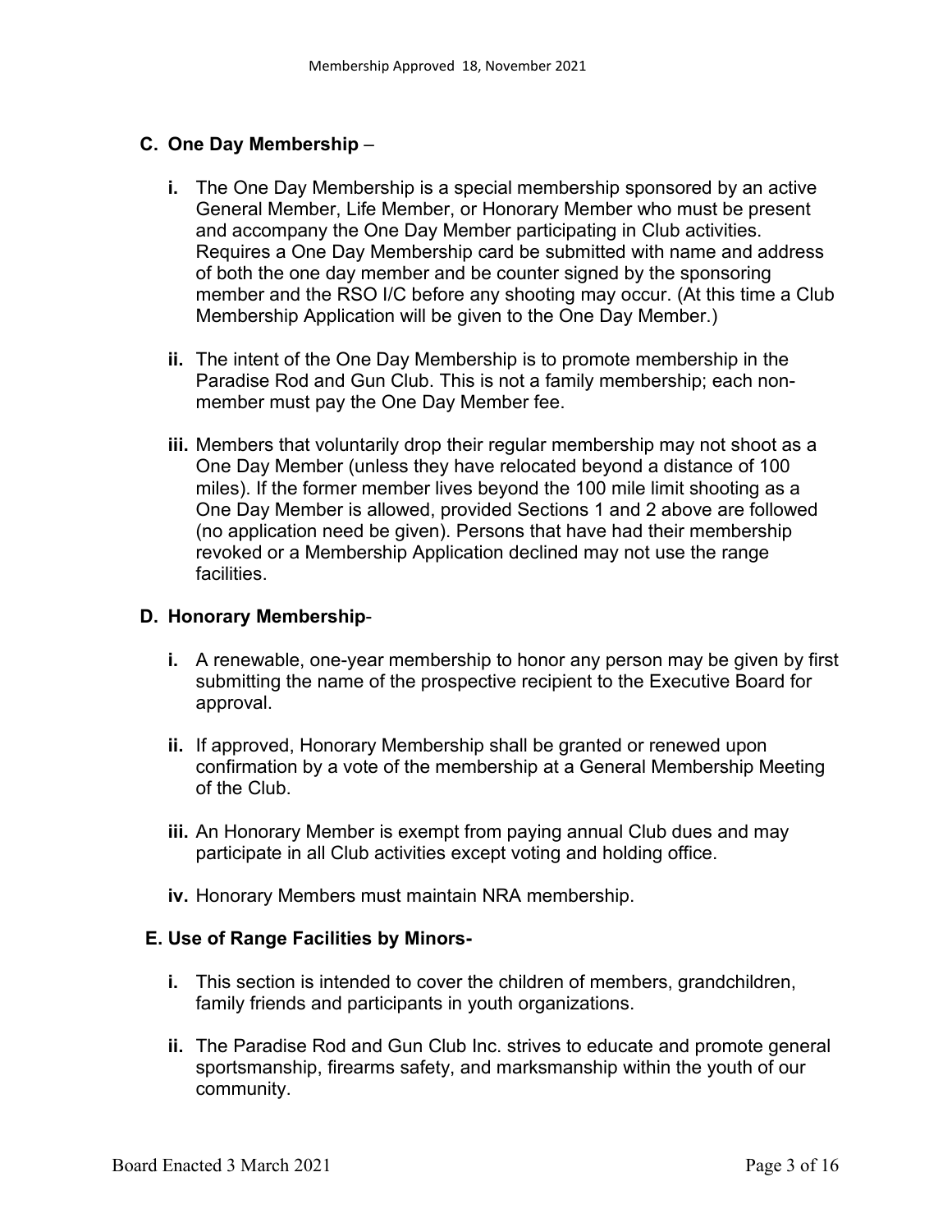## C. One Day Membership –

**i.** The One Day Membership is a special membership sponsored by an active General Member, Life Member, or Honorary Member who must be present and accompany the One Day Member participating in Club activities. Requires a One Day Membership card be submitted with name and address of both the one day member and be counter signed by the sponsoring member and the RSO I/C before any shooting may occur. (At this time a Club Membership Application will be given to the One Day Member.)

**ii.** The intent of the One Day Membership is to promote membership in the Paradise Rod and Gun Club. This is not a family membership; each non-member must pay the One Day Member fee.

**iii.** Members that voluntarily drop their regular membership may not shoot as a One Day Member (unless they have relocated beyond a distance of 100 miles). If the former member lives beyond the 100 mile limit shooting as a One Day Member is allowed, provided Sections 1 and 2 above are followed (no application need be given). Persons that have had their membership revoked or a Membership Application declined may not use the range facilities.

## D. Honorary Membership-

**i.** A renewable, one-year membership to honor any person may be given by first submitting the name of the prospective recipient to the Executive Board for approval.

**ii.** If approved, Honorary Membership shall be granted or renewed upon confirmation by a vote of the membership at a General Membership Meeting of the Club.

**iii.** An Honorary Member is exempt from paying annual Club dues and may participate in all Club activities except voting and holding office.

**iv.** Honorary Members must maintain NRA membership.

## E. Use of Range Facilities by Minors-

**i.** This section is intended to cover the children of members, grandchildren, family friends and participants in youth organizations.

**ii.** The Paradise Rod and Gun Club Inc. strives to educate and promote general sportsmanship, firearms safety, and marksmanship within the youth of our community.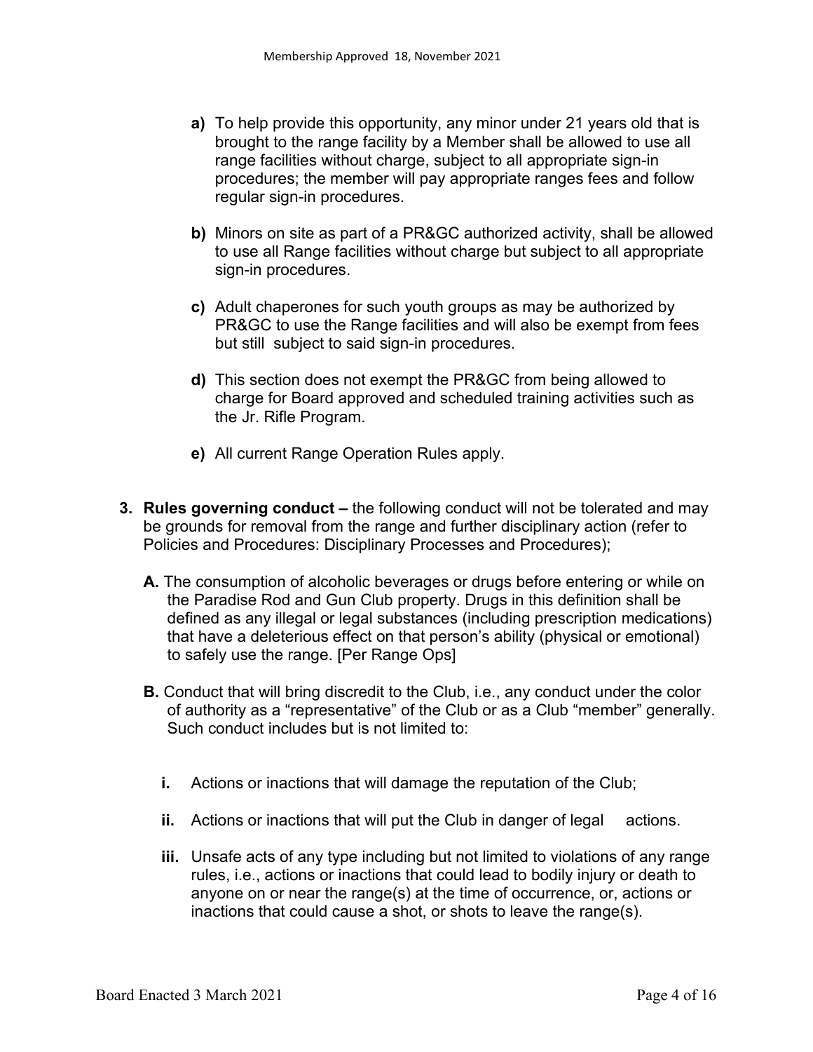- **a)** To help provide this opportunity, any minor under 21 years old that is brought to the range facility by a Member shall be allowed to use all range facilities without charge, subject to all appropriate sign-in procedures; the member will pay appropriate ranges fees and follow regular sign-in procedures.

- **b)** Minors on site as part of a PR&GC authorized activity, shall be allowed to use all Range facilities without charge but subject to all appropriate sign-in procedures.

- **c)** Adult chaperones for such youth groups as may be authorized by PR&GC to use the Range facilities and will also be exempt from fees but still subject to said sign-in procedures.

- **d)** This section does not exempt the PR&GC from being allowed to charge for Board approved and scheduled training activities such as the Jr. Rifle Program.

- **e)** All current Range Operation Rules apply.

**3. Rules governing conduct –** the following conduct will not be tolerated and may be grounds for removal from the range and further disciplinary action (refer to Policies and Procedures: Disciplinary Processes and Procedures);

**A.** The consumption of alcoholic beverages or drugs before entering or while on the Paradise Rod and Gun Club property. Drugs in this definition shall be defined as any illegal or legal substances (including prescription medications) that have a deleterious effect on that person's ability (physical or emotional) to safely use the range. [Per Range Ops]

**B.** Conduct that will bring discredit to the Club, i.e., any conduct under the color of authority as a "representative" of the Club or as a Club "member" generally. Such conduct includes but is not limited to:

- **i.** Actions or inactions that will damage the reputation of the Club;

- **ii.** Actions or inactions that will put the Club in danger of legal actions.

- **iii.** Unsafe acts of any type including but not limited to violations of any range rules, i.e., actions or inactions that could lead to bodily injury or death to anyone on or near the range(s) at the time of occurrence, or, actions or inactions that could cause a shot, or shots to leave the range(s).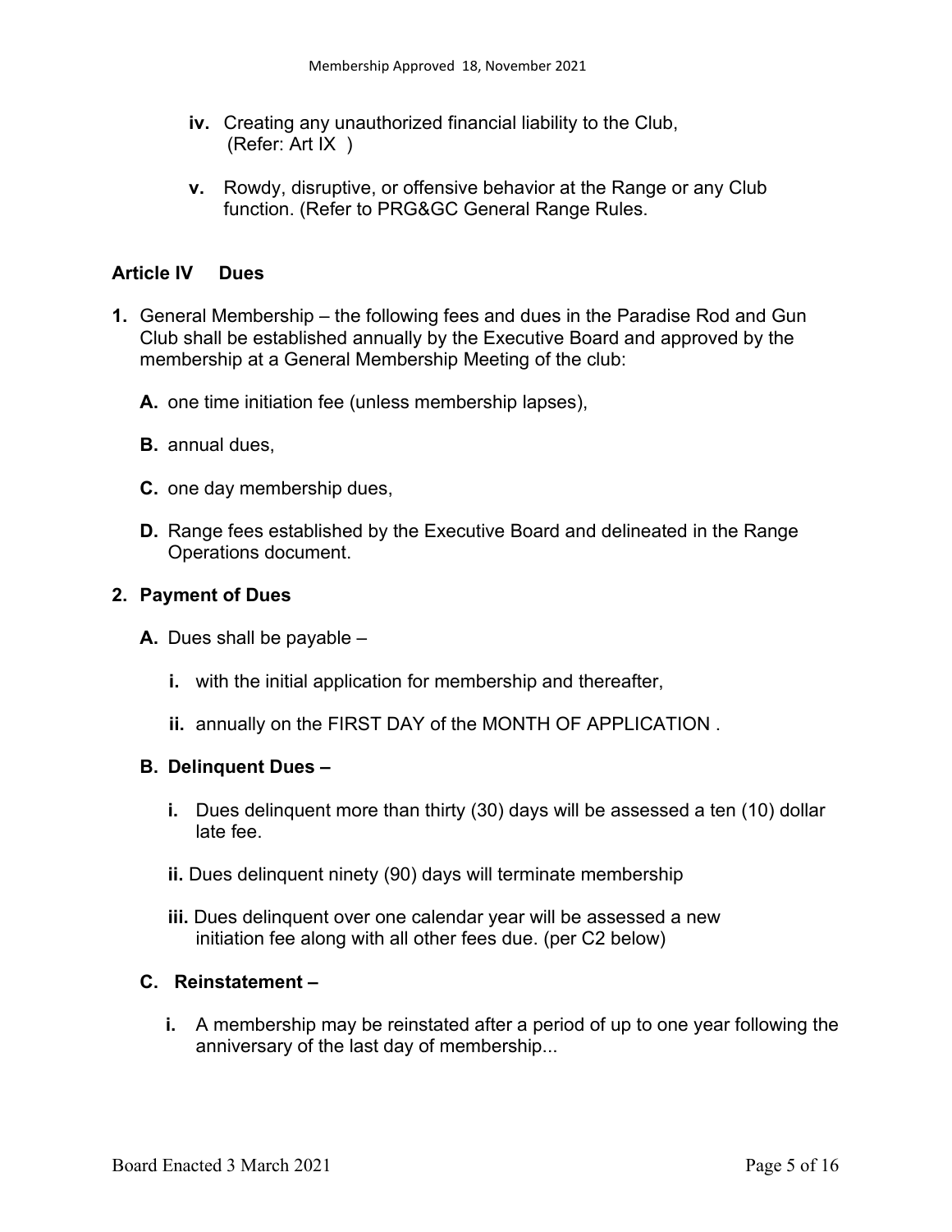**iv.** Creating any unauthorized financial liability to the Club, (Refer: Art IX )

**v.** Rowdy, disruptive, or offensive behavior at the Range or any Club function. (Refer to PRG&GC General Range Rules.

## Article IV Dues

**1.** General Membership – the following fees and dues in the Paradise Rod and Gun Club shall be established annually by the Executive Board and approved by the membership at a General Membership Meeting of the club:

**A.** one time initiation fee (unless membership lapses),

**B.** annual dues,

**C.** one day membership dues,

**D.** Range fees established by the Executive Board and delineated in the Range Operations document.

**2. Payment of Dues**

**A.** Dues shall be payable –

**i.** with the initial application for membership and thereafter,

**ii.** annually on the FIRST DAY of the MONTH OF APPLICATION .

**B. Delinquent Dues –**

**i.** Dues delinquent more than thirty (30) days will be assessed a ten (10) dollar late fee.

**ii.** Dues delinquent ninety (90) days will terminate membership

**iii.** Dues delinquent over one calendar year will be assessed a new initiation fee along with all other fees due. (per C2 below)

**C. Reinstatement –**

**i.** A membership may be reinstated after a period of up to one year following the anniversary of the last day of membership...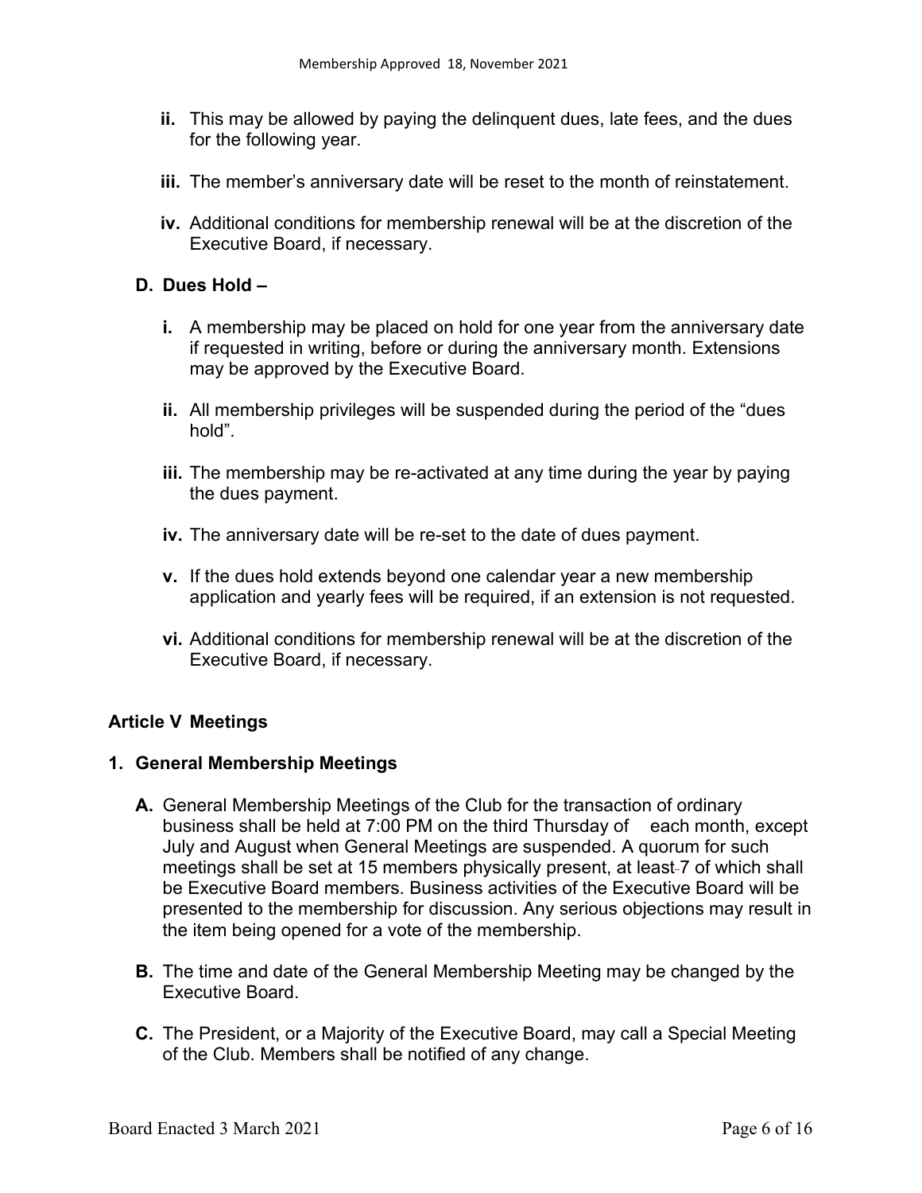- **ii.** This may be allowed by paying the delinquent dues, late fees, and the dues for the following year.
- **iii.** The member's anniversary date will be reset to the month of reinstatement.
- **iv.** Additional conditions for membership renewal will be at the discretion of the Executive Board, if necessary.

**D. Dues Hold –**

- **i.** A membership may be placed on hold for one year from the anniversary date if requested in writing, before or during the anniversary month. Extensions may be approved by the Executive Board.
- **ii.** All membership privileges will be suspended during the period of the "dues hold".
- **iii.** The membership may be re-activated at any time during the year by paying the dues payment.
- **iv.** The anniversary date will be re-set to the date of dues payment.
- **v.** If the dues hold extends beyond one calendar year a new membership application and yearly fees will be required, if an extension is not requested.
- **vi.** Additional conditions for membership renewal will be at the discretion of the Executive Board, if necessary.

## Article V Meetings

### 1. General Membership Meetings

**A.** General Membership Meetings of the Club for the transaction of ordinary business shall be held at 7:00 PM on the third Thursday of each month, except July and August when General Meetings are suspended. A quorum for such meetings shall be set at 15 members physically present, at least 7 of which shall be Executive Board members. Business activities of the Executive Board will be presented to the membership for discussion. Any serious objections may result in the item being opened for a vote of the membership.

**B.** The time and date of the General Membership Meeting may be changed by the Executive Board.

**C.** The President, or a Majority of the Executive Board, may call a Special Meeting of the Club. Members shall be notified of any change.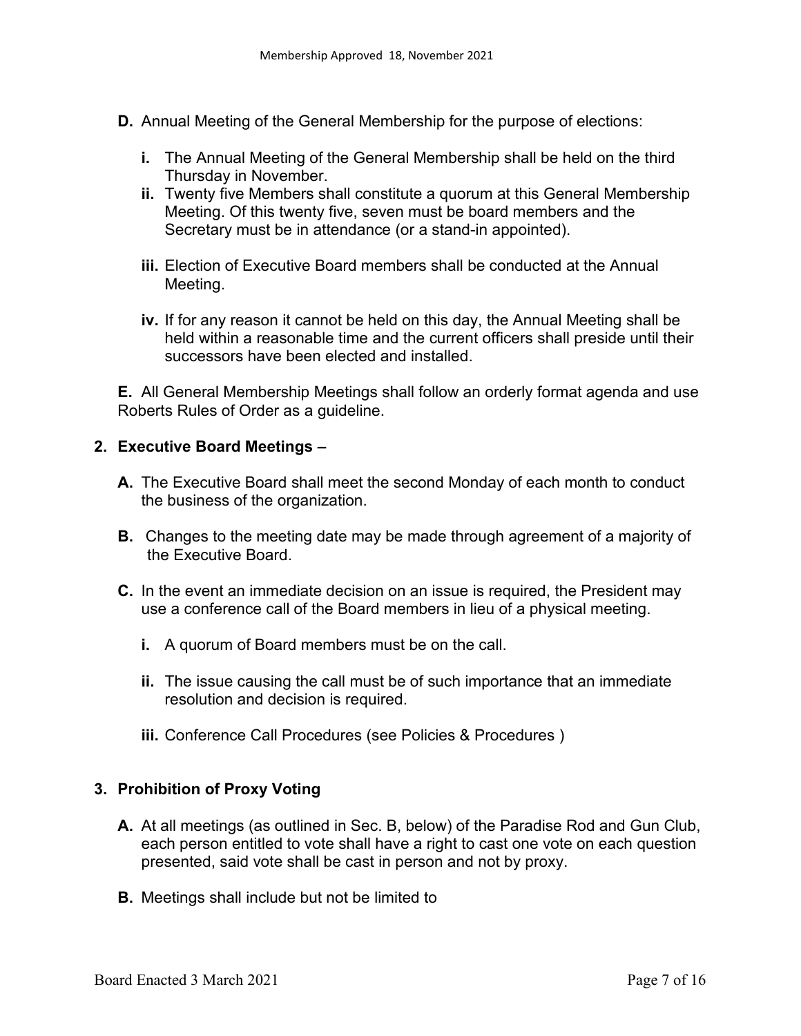**D.** Annual Meeting of the General Membership for the purpose of elections:

- **i.** The Annual Meeting of the General Membership shall be held on the third Thursday in November.
- **ii.** Twenty five Members shall constitute a quorum at this General Membership Meeting. Of this twenty five, seven must be board members and the Secretary must be in attendance (or a stand-in appointed).
- **iii.** Election of Executive Board members shall be conducted at the Annual Meeting.
- **iv.** If for any reason it cannot be held on this day, the Annual Meeting shall be held within a reasonable time and the current officers shall preside until their successors have been elected and installed.

**E.** All General Membership Meetings shall follow an orderly format agenda and use Roberts Rules of Order as a guideline.

## 2. Executive Board Meetings –

**A.** The Executive Board shall meet the second Monday of each month to conduct the business of the organization.

**B.** Changes to the meeting date may be made through agreement of a majority of the Executive Board.

**C.** In the event an immediate decision on an issue is required, the President may use a conference call of the Board members in lieu of a physical meeting.

- **i.** A quorum of Board members must be on the call.
- **ii.** The issue causing the call must be of such importance that an immediate resolution and decision is required.
- **iii.** Conference Call Procedures (see Policies & Procedures )

## 3. Prohibition of Proxy Voting

**A.** At all meetings (as outlined in Sec. B, below) of the Paradise Rod and Gun Club, each person entitled to vote shall have a right to cast one vote on each question presented, said vote shall be cast in person and not by proxy.

**B.** Meetings shall include but not be limited to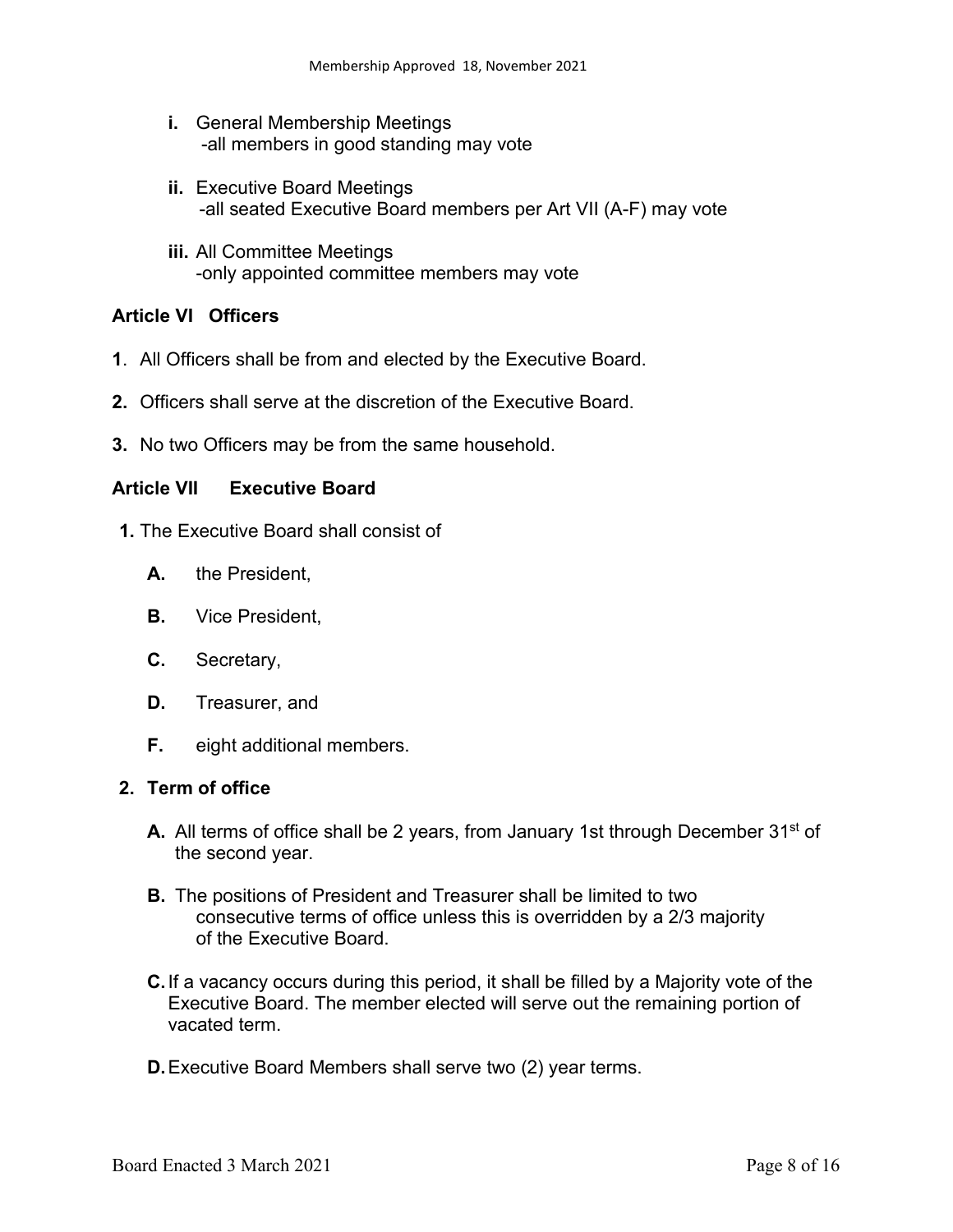**i.** General Membership Meetings
-all members in good standing may vote

**ii.** Executive Board Meetings
-all seated Executive Board members per Art VII (A-F) may vote

**iii.** All Committee Meetings
-only appointed committee members may vote

## Article VI Officers

**1**. All Officers shall be from and elected by the Executive Board.

**2.** Officers shall serve at the discretion of the Executive Board.

**3.** No two Officers may be from the same household.

## Article VII Executive Board

**1.** The Executive Board shall consist of

**A.** the President,

**B.** Vice President,

**C.** Secretary,

**D.** Treasurer, and

**F.** eight additional members.

**2. Term of office**

**A.** All terms of office shall be 2 years, from January 1st through December 31st of the second year.

**B.** The positions of President and Treasurer shall be limited to two consecutive terms of office unless this is overridden by a 2/3 majority of the Executive Board.

**C.** If a vacancy occurs during this period, it shall be filled by a Majority vote of the Executive Board. The member elected will serve out the remaining portion of vacated term.

**D.** Executive Board Members shall serve two (2) year terms.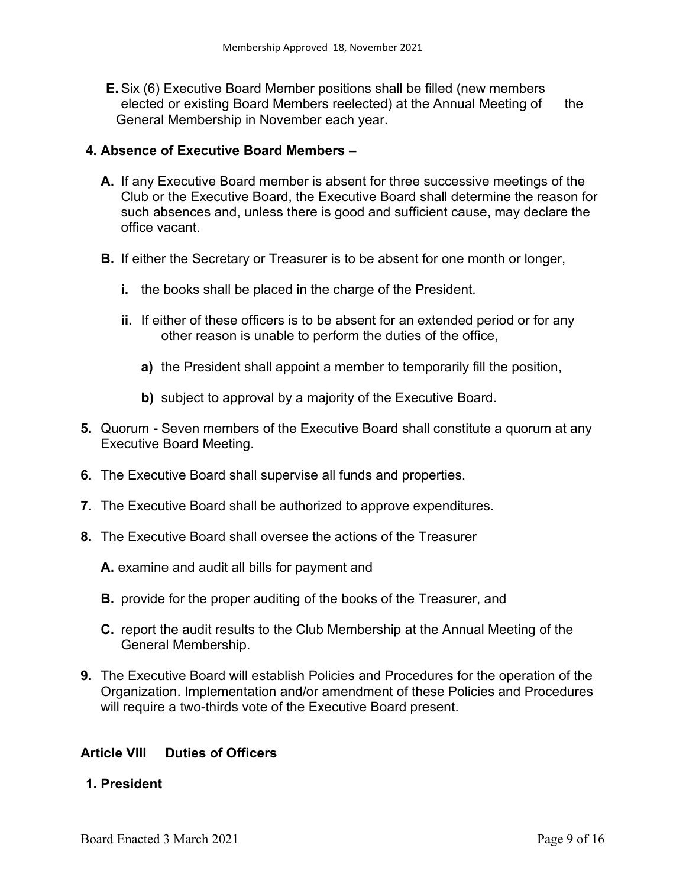**E.** Six (6) Executive Board Member positions shall be filled (new members elected or existing Board Members reelected) at the Annual Meeting of the General Membership in November each year.

**4. Absence of Executive Board Members –**

**A.** If any Executive Board member is absent for three successive meetings of the Club or the Executive Board, the Executive Board shall determine the reason for such absences and, unless there is good and sufficient cause, may declare the office vacant.

**B.** If either the Secretary or Treasurer is to be absent for one month or longer,

**i.** the books shall be placed in the charge of the President.

**ii.** If either of these officers is to be absent for an extended period or for any other reason is unable to perform the duties of the office,

**a)** the President shall appoint a member to temporarily fill the position,

**b)** subject to approval by a majority of the Executive Board.

**5.** Quorum **-** Seven members of the Executive Board shall constitute a quorum at any Executive Board Meeting.

**6.** The Executive Board shall supervise all funds and properties.

**7.** The Executive Board shall be authorized to approve expenditures.

**8.** The Executive Board shall oversee the actions of the Treasurer

**A.** examine and audit all bills for payment and

**B.** provide for the proper auditing of the books of the Treasurer, and

**C.** report the audit results to the Club Membership at the Annual Meeting of the General Membership.

**9.** The Executive Board will establish Policies and Procedures for the operation of the Organization. Implementation and/or amendment of these Policies and Procedures will require a two-thirds vote of the Executive Board present.

## Article VIII Duties of Officers

**1. President**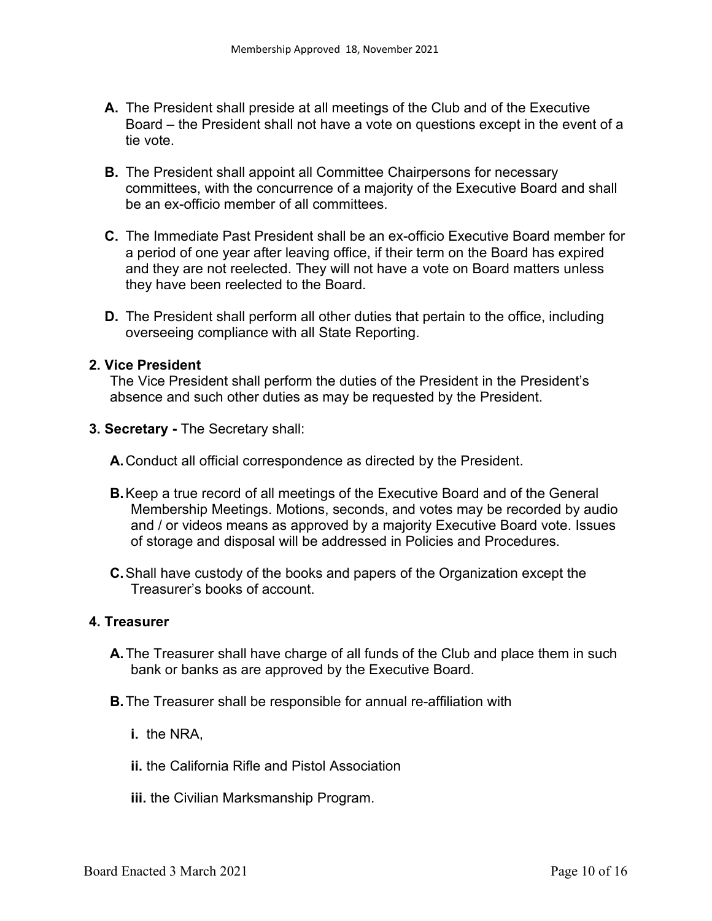**A.** The President shall preside at all meetings of the Club and of the Executive Board – the President shall not have a vote on questions except in the event of a tie vote.

**B.** The President shall appoint all Committee Chairpersons for necessary committees, with the concurrence of a majority of the Executive Board and shall be an ex-officio member of all committees.

**C.** The Immediate Past President shall be an ex-officio Executive Board member for a period of one year after leaving office, if their term on the Board has expired and they are not reelected. They will not have a vote on Board matters unless they have been reelected to the Board.

**D.** The President shall perform all other duties that pertain to the office, including overseeing compliance with all State Reporting.

**2. Vice President**

The Vice President shall perform the duties of the President in the President's absence and such other duties as may be requested by the President.

**3. Secretary -** The Secretary shall:

**A.** Conduct all official correspondence as directed by the President.

**B.** Keep a true record of all meetings of the Executive Board and of the General Membership Meetings. Motions, seconds, and votes may be recorded by audio and / or videos means as approved by a majority Executive Board vote. Issues of storage and disposal will be addressed in Policies and Procedures.

**C.** Shall have custody of the books and papers of the Organization except the Treasurer's books of account.

**4. Treasurer**

**A.** The Treasurer shall have charge of all funds of the Club and place them in such bank or banks as are approved by the Executive Board.

**B.** The Treasurer shall be responsible for annual re-affiliation with

**i.** the NRA,

**ii.** the California Rifle and Pistol Association

**iii.** the Civilian Marksmanship Program.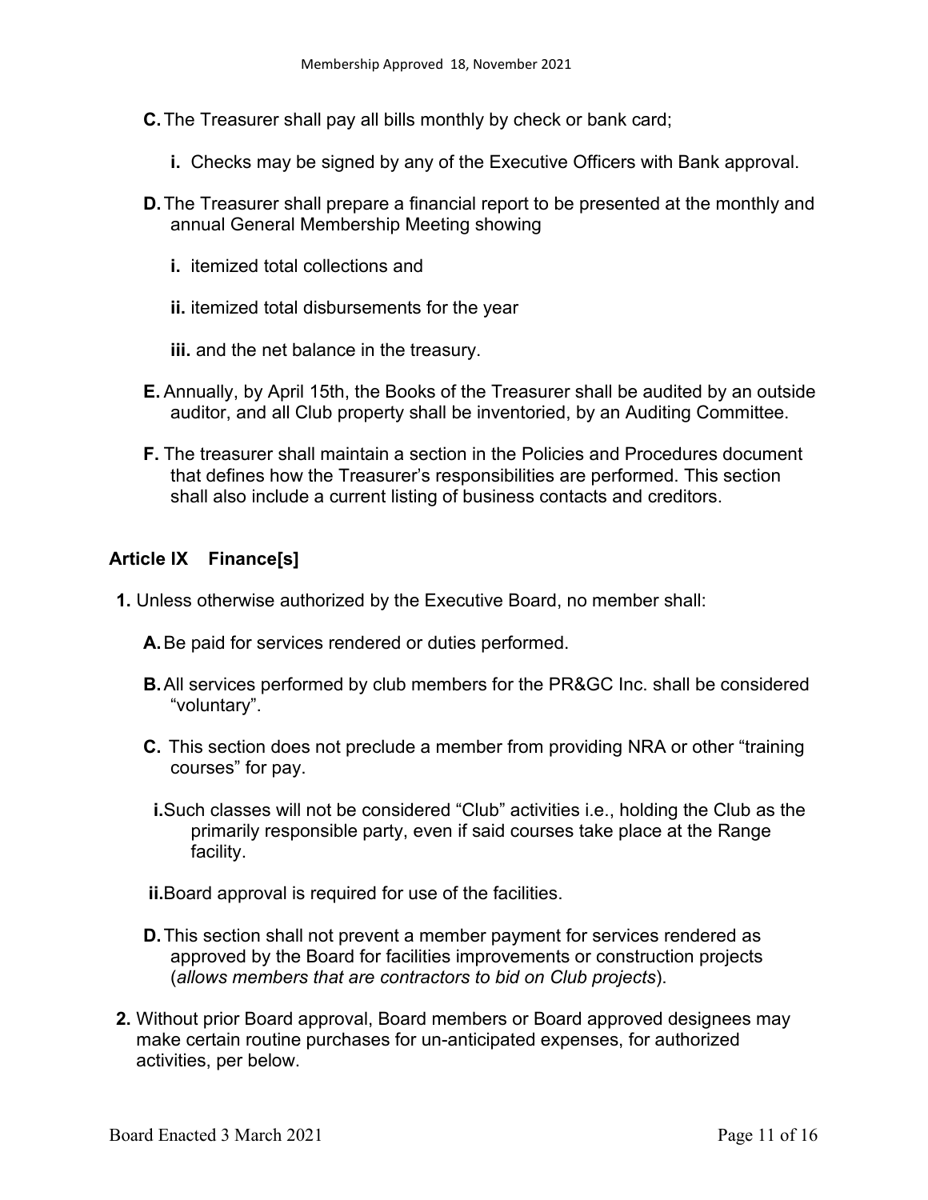**C.** The Treasurer shall pay all bills monthly by check or bank card;

**i.** Checks may be signed by any of the Executive Officers with Bank approval.

**D.** The Treasurer shall prepare a financial report to be presented at the monthly and annual General Membership Meeting showing

**i.** itemized total collections and

**ii.** itemized total disbursements for the year

**iii.** and the net balance in the treasury.

**E.** Annually, by April 15th, the Books of the Treasurer shall be audited by an outside auditor, and all Club property shall be inventoried, by an Auditing Committee.

**F.** The treasurer shall maintain a section in the Policies and Procedures document that defines how the Treasurer's responsibilities are performed. This section shall also include a current listing of business contacts and creditors.

## Article IX Finance[s]

**1.** Unless otherwise authorized by the Executive Board, no member shall:

**A.** Be paid for services rendered or duties performed.

**B.** All services performed by club members for the PR&GC Inc. shall be considered "voluntary".

**C.** This section does not preclude a member from providing NRA or other "training courses" for pay.

**i.** Such classes will not be considered "Club" activities i.e., holding the Club as the primarily responsible party, even if said courses take place at the Range facility.

**ii.** Board approval is required for use of the facilities.

**D.** This section shall not prevent a member payment for services rendered as approved by the Board for facilities improvements or construction projects (*allows members that are contractors to bid on Club projects*).

**2.** Without prior Board approval, Board members or Board approved designees may make certain routine purchases for un-anticipated expenses, for authorized activities, per below.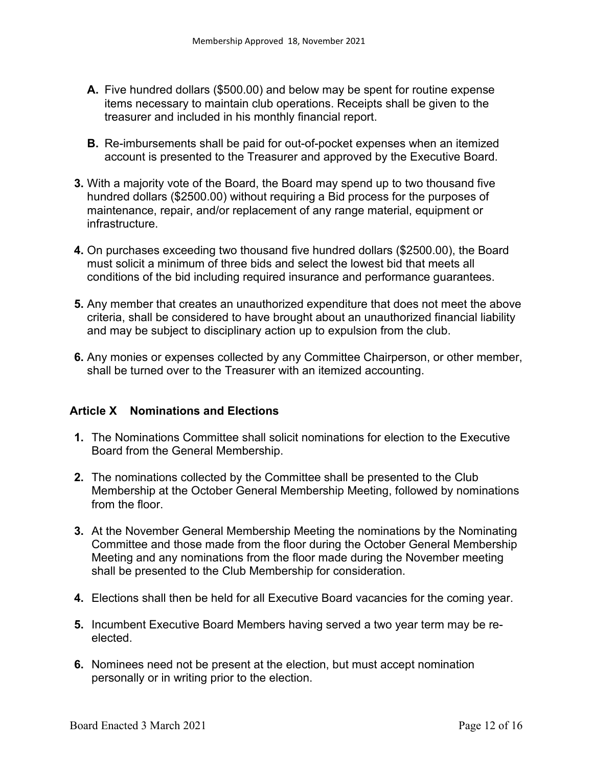**A.** Five hundred dollars ($500.00) and below may be spent for routine expense items necessary to maintain club operations. Receipts shall be given to the treasurer and included in his monthly financial report.

**B.** Re-imbursements shall be paid for out-of-pocket expenses when an itemized account is presented to the Treasurer and approved by the Executive Board.

**3.** With a majority vote of the Board, the Board may spend up to two thousand five hundred dollars ($2500.00) without requiring a Bid process for the purposes of maintenance, repair, and/or replacement of any range material, equipment or infrastructure.

**4.** On purchases exceeding two thousand five hundred dollars ($2500.00), the Board must solicit a minimum of three bids and select the lowest bid that meets all conditions of the bid including required insurance and performance guarantees.

**5.** Any member that creates an unauthorized expenditure that does not meet the above criteria, shall be considered to have brought about an unauthorized financial liability and may be subject to disciplinary action up to expulsion from the club.

**6.** Any monies or expenses collected by any Committee Chairperson, or other member, shall be turned over to the Treasurer with an itemized accounting.

## Article X Nominations and Elections

**1.** The Nominations Committee shall solicit nominations for election to the Executive Board from the General Membership.

**2.** The nominations collected by the Committee shall be presented to the Club Membership at the October General Membership Meeting, followed by nominations from the floor.

**3.** At the November General Membership Meeting the nominations by the Nominating Committee and those made from the floor during the October General Membership Meeting and any nominations from the floor made during the November meeting shall be presented to the Club Membership for consideration.

**4.** Elections shall then be held for all Executive Board vacancies for the coming year.

**5.** Incumbent Executive Board Members having served a two year term may be re-elected.

**6.** Nominees need not be present at the election, but must accept nomination personally or in writing prior to the election.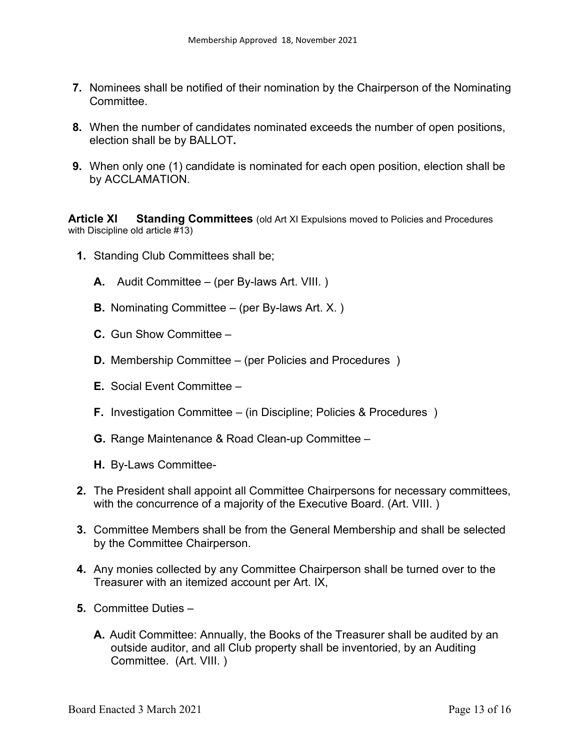7. Nominees shall be notified of their nomination by the Chairperson of the Nominating Committee.

8. When the number of candidates nominated exceeds the number of open positions, election shall be by BALLOT**.**

9. When only one (1) candidate is nominated for each open position, election shall be by ACCLAMATION.

**Article XI Standing Committees** (old Art XI Expulsions moved to Policies and Procedures with Discipline old article #13)

1. Standing Club Committees shall be;

   **A.** Audit Committee – (per By-laws Art. VIII. )

   **B.** Nominating Committee – (per By-laws Art. X. )

   **C.** Gun Show Committee –

   **D.** Membership Committee – (per Policies and Procedures )

   **E.** Social Event Committee –

   **F.** Investigation Committee – (in Discipline; Policies & Procedures )

   **G.** Range Maintenance & Road Clean-up Committee –

   **H.** By-Laws Committee-

2. The President shall appoint all Committee Chairpersons for necessary committees, with the concurrence of a majority of the Executive Board. (Art. VIII. )

3. Committee Members shall be from the General Membership and shall be selected by the Committee Chairperson.

4. Any monies collected by any Committee Chairperson shall be turned over to the Treasurer with an itemized account per Art. IX,

5. Committee Duties –

   **A.** Audit Committee: Annually, the Books of the Treasurer shall be audited by an outside auditor, and all Club property shall be inventoried, by an Auditing Committee. (Art. VIII. )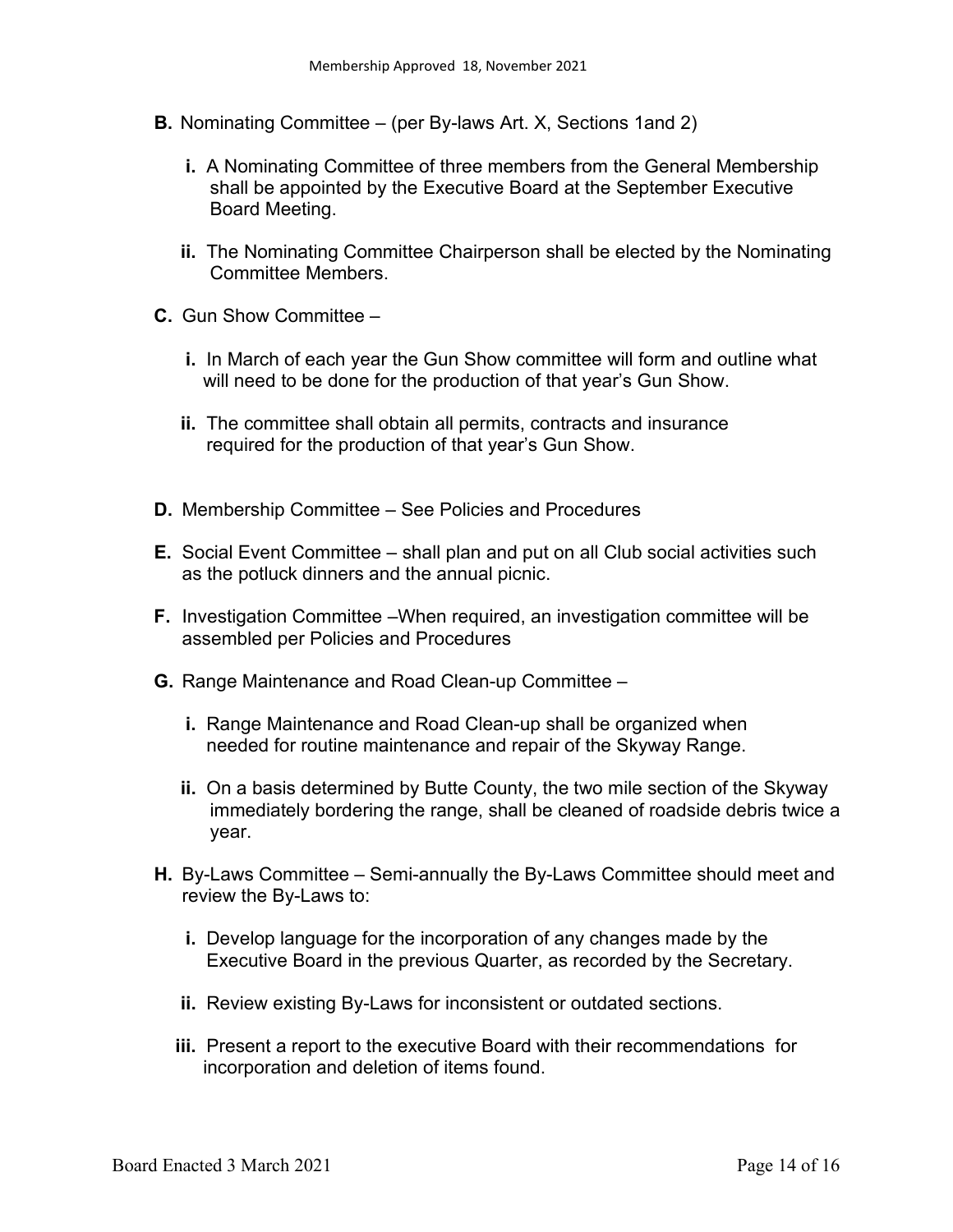**B.** Nominating Committee – (per By-laws Art. X, Sections 1and 2)

**i.** A Nominating Committee of three members from the General Membership shall be appointed by the Executive Board at the September Executive Board Meeting.

**ii.** The Nominating Committee Chairperson shall be elected by the Nominating Committee Members.

**C.** Gun Show Committee –

**i.** In March of each year the Gun Show committee will form and outline what will need to be done for the production of that year's Gun Show.

**ii.** The committee shall obtain all permits, contracts and insurance required for the production of that year's Gun Show.

**D.** Membership Committee – See Policies and Procedures

**E.** Social Event Committee – shall plan and put on all Club social activities such as the potluck dinners and the annual picnic.

**F.** Investigation Committee –When required, an investigation committee will be assembled per Policies and Procedures

**G.** Range Maintenance and Road Clean-up Committee –

**i.** Range Maintenance and Road Clean-up shall be organized when needed for routine maintenance and repair of the Skyway Range.

**ii.** On a basis determined by Butte County, the two mile section of the Skyway immediately bordering the range, shall be cleaned of roadside debris twice a year.

**H.** By-Laws Committee – Semi-annually the By-Laws Committee should meet and review the By-Laws to:

**i.** Develop language for the incorporation of any changes made by the Executive Board in the previous Quarter, as recorded by the Secretary.

**ii.** Review existing By-Laws for inconsistent or outdated sections.

**iii.** Present a report to the executive Board with their recommendations for incorporation and deletion of items found.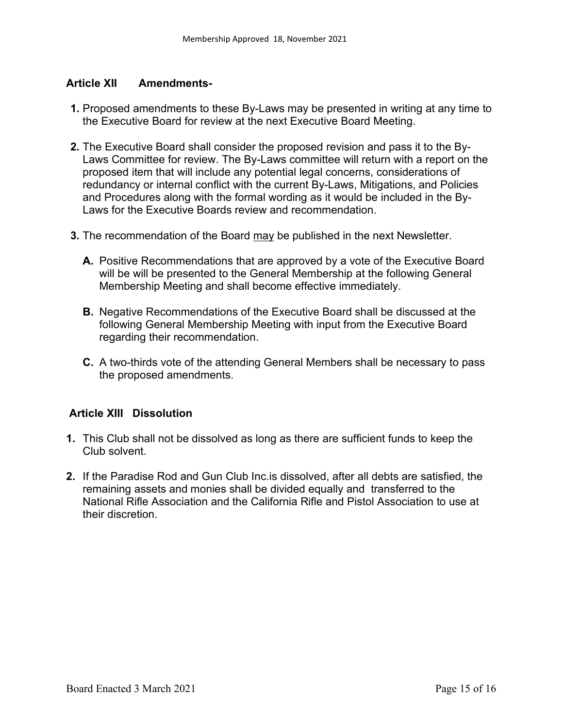## Article XII Amendments-

1. Proposed amendments to these By-Laws may be presented in writing at any time to the Executive Board for review at the next Executive Board Meeting.

2. The Executive Board shall consider the proposed revision and pass it to the By-Laws Committee for review. The By-Laws committee will return with a report on the proposed item that will include any potential legal concerns, considerations of redundancy or internal conflict with the current By-Laws, Mitigations, and Policies and Procedures along with the formal wording as it would be included in the By-Laws for the Executive Boards review and recommendation.

3. The recommendation of the Board may be published in the next Newsletter.

   A. Positive Recommendations that are approved by a vote of the Executive Board will be will be presented to the General Membership at the following General Membership Meeting and shall become effective immediately.

   B. Negative Recommendations of the Executive Board shall be discussed at the following General Membership Meeting with input from the Executive Board regarding their recommendation.

   C. A two-thirds vote of the attending General Members shall be necessary to pass the proposed amendments.

## Article XIII Dissolution

1. This Club shall not be dissolved as long as there are sufficient funds to keep the Club solvent.

2. If the Paradise Rod and Gun Club Inc.is dissolved, after all debts are satisfied, the remaining assets and monies shall be divided equally and transferred to the National Rifle Association and the California Rifle and Pistol Association to use at their discretion.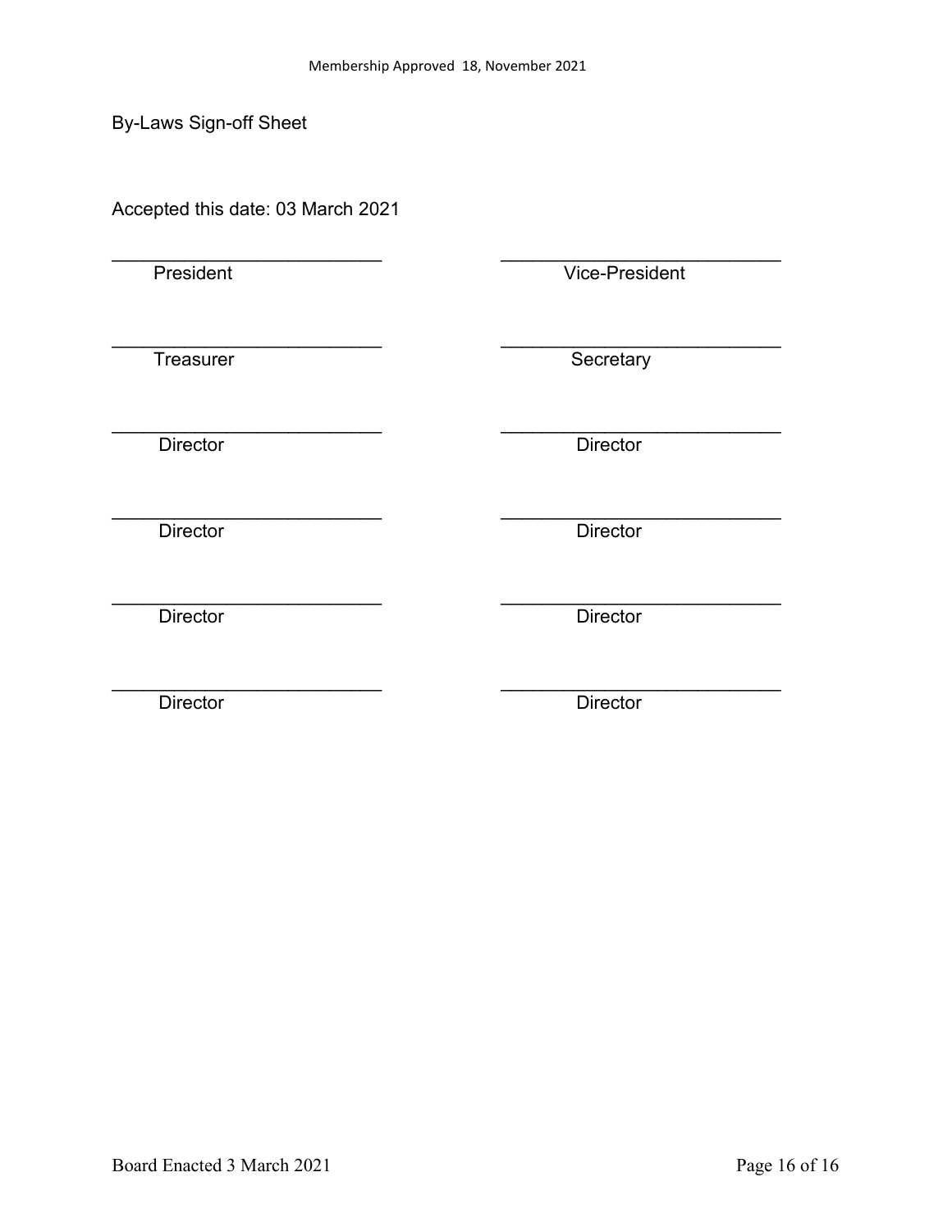By-Laws Sign-off Sheet

Accepted this date: 03 March 2021

| | |
|---|---|
| \_\_\_\_\_\_\_\_\_\_\_\_\_\_\_\_\_\_\_\_\_\_\_\_\_\_ President | \_\_\_\_\_\_\_\_\_\_\_\_\_\_\_\_\_\_\_\_\_\_\_\_\_\_ Vice-President |
| \_\_\_\_\_\_\_\_\_\_\_\_\_\_\_\_\_\_\_\_\_\_\_\_\_\_ Treasurer | \_\_\_\_\_\_\_\_\_\_\_\_\_\_\_\_\_\_\_\_\_\_\_\_\_\_ Secretary |
| \_\_\_\_\_\_\_\_\_\_\_\_\_\_\_\_\_\_\_\_\_\_\_\_\_\_ Director | \_\_\_\_\_\_\_\_\_\_\_\_\_\_\_\_\_\_\_\_\_\_\_\_\_\_ Director |
| \_\_\_\_\_\_\_\_\_\_\_\_\_\_\_\_\_\_\_\_\_\_\_\_\_\_ Director | \_\_\_\_\_\_\_\_\_\_\_\_\_\_\_\_\_\_\_\_\_\_\_\_\_\_ Director |
| \_\_\_\_\_\_\_\_\_\_\_\_\_\_\_\_\_\_\_\_\_\_\_\_\_\_ Director | \_\_\_\_\_\_\_\_\_\_\_\_\_\_\_\_\_\_\_\_\_\_\_\_\_\_ Director |
| \_\_\_\_\_\_\_\_\_\_\_\_\_\_\_\_\_\_\_\_\_\_\_\_\_\_ Director | \_\_\_\_\_\_\_\_\_\_\_\_\_\_\_\_\_\_\_\_\_\_\_\_\_\_ Director |